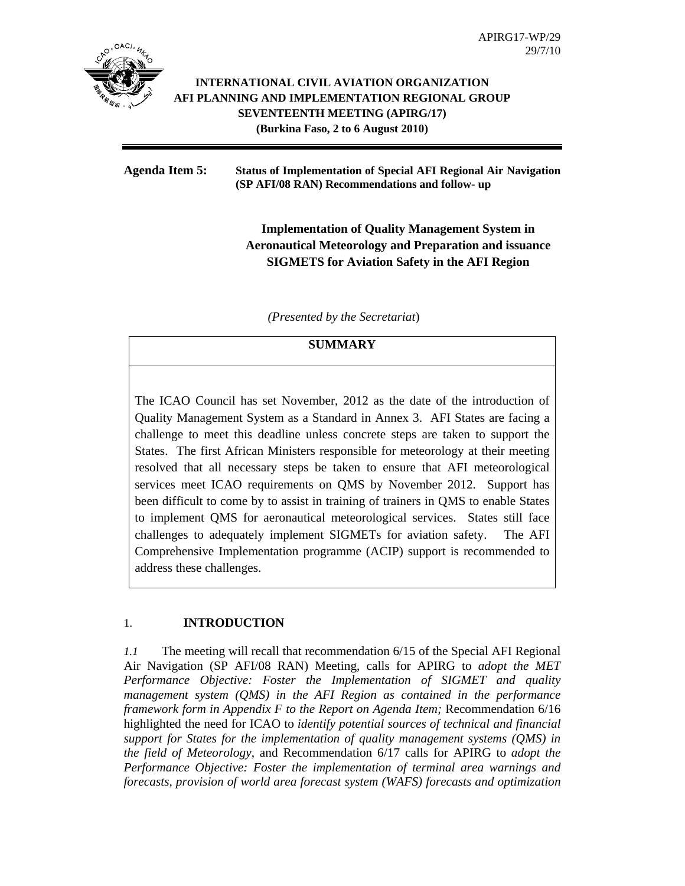APIRG17-WP/29
29/7/10

**INTERNATIONAL CIVIL AVIATION ORGANIZATION**
**AFI PLANNING AND IMPLEMENTATION REGIONAL GROUP**
**SEVENTEENTH MEETING (APIRG/17)**
**(Burkina Faso, 2 to 6 August 2010)**

---

**Agenda Item 5:** **Status of Implementation of Special AFI Regional Air Navigation (SP AFI/08 RAN) Recommendations and follow- up**

## Implementation of Quality Management System in Aeronautical Meteorology and Preparation and issuance SIGMETS for Aviation Safety in the AFI Region

*(Presented by the Secretariat)*

| **SUMMARY** |
|---|
| The ICAO Council has set November, 2012 as the date of the introduction of Quality Management System as a Standard in Annex 3. AFI States are facing a challenge to meet this deadline unless concrete steps are taken to support the States. The first African Ministers responsible for meteorology at their meeting resolved that all necessary steps be taken to ensure that AFI meteorological services meet ICAO requirements on QMS by November 2012. Support has been difficult to come by to assist in training of trainers in QMS to enable States to implement QMS for aeronautical meteorological services. States still face challenges to adequately implement SIGMETs for aviation safety. The AFI Comprehensive Implementation programme (ACIP) support is recommended to address these challenges. |

## 1. INTRODUCTION

*1.1* The meeting will recall that recommendation 6/15 of the Special AFI Regional Air Navigation (SP AFI/08 RAN) Meeting, calls for APIRG to *adopt the MET Performance Objective: Foster the Implementation of SIGMET and quality management system (QMS) in the AFI Region as contained in the performance framework form in Appendix F to the Report on Agenda Item;* Recommendation 6/16 highlighted the need for ICAO to *identify potential sources of technical and financial support for States for the implementation of quality management systems (QMS) in the field of Meteorology*, and Recommendation 6/17 calls for APIRG to *adopt the Performance Objective: Foster the implementation of terminal area warnings and forecasts, provision of world area forecast system (WAFS) forecasts and optimization*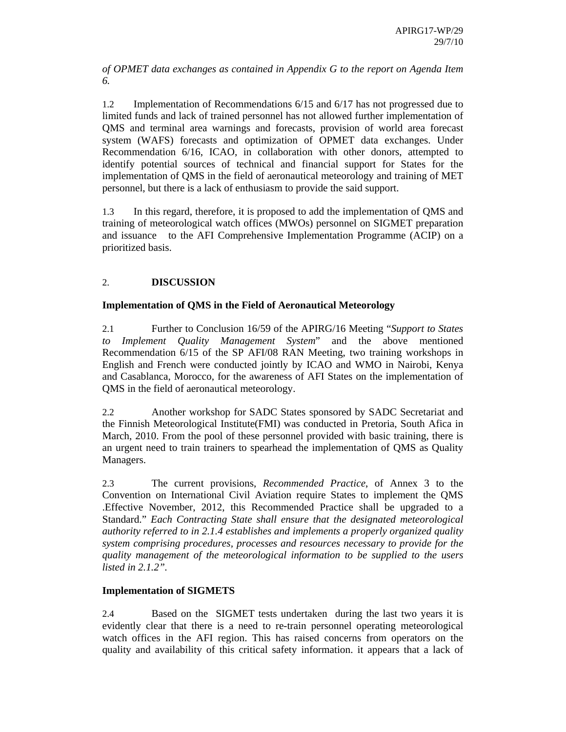*of OPMET data exchanges as contained in Appendix G to the report on Agenda Item 6.*

1.2 Implementation of Recommendations 6/15 and 6/17 has not progressed due to limited funds and lack of trained personnel has not allowed further implementation of QMS and terminal area warnings and forecasts, provision of world area forecast system (WAFS) forecasts and optimization of OPMET data exchanges. Under Recommendation 6/16, ICAO, in collaboration with other donors, attempted to identify potential sources of technical and financial support for States for the implementation of QMS in the field of aeronautical meteorology and training of MET personnel, but there is a lack of enthusiasm to provide the said support.

1.3 In this regard, therefore, it is proposed to add the implementation of QMS and training of meteorological watch offices (MWOs) personnel on SIGMET preparation and issuance to the AFI Comprehensive Implementation Programme (ACIP) on a prioritized basis.

## 2. DISCUSSION

### Implementation of QMS in the Field of Aeronautical Meteorology

2.1 Further to Conclusion 16/59 of the APIRG/16 Meeting "*Support to States to Implement Quality Management System*" and the above mentioned Recommendation 6/15 of the SP AFI/08 RAN Meeting, two training workshops in English and French were conducted jointly by ICAO and WMO in Nairobi, Kenya and Casablanca, Morocco, for the awareness of AFI States on the implementation of QMS in the field of aeronautical meteorology.

2.2 Another workshop for SADC States sponsored by SADC Secretariat and the Finnish Meteorological Institute(FMI) was conducted in Pretoria, South Afica in March, 2010. From the pool of these personnel provided with basic training, there is an urgent need to train trainers to spearhead the implementation of QMS as Quality Managers.

2.3 The current provisions, *Recommended Practice*, of Annex 3 to the Convention on International Civil Aviation require States to implement the QMS .Effective November, 2012, this Recommended Practice shall be upgraded to a Standard." *Each Contracting State shall ensure that the designated meteorological authority referred to in 2.1.4 establishes and implements a properly organized quality system comprising procedures, processes and resources necessary to provide for the quality management of the meteorological information to be supplied to the users listed in 2.1.2"*.

### Implementation of SIGMETS

2.4 Based on the SIGMET tests undertaken during the last two years it is evidently clear that there is a need to re-train personnel operating meteorological watch offices in the AFI region. This has raised concerns from operators on the quality and availability of this critical safety information. it appears that a lack of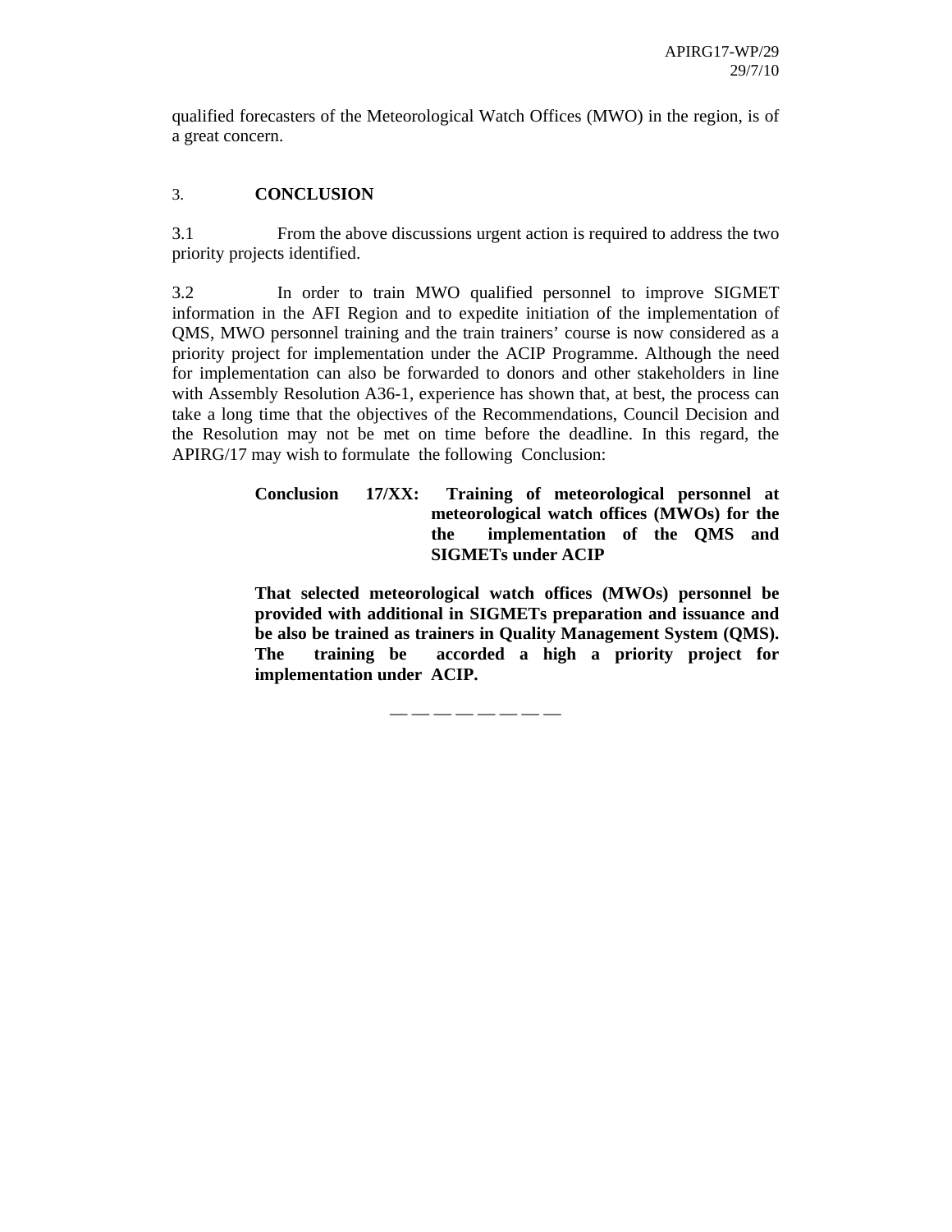qualified forecasters of the Meteorological Watch Offices (MWO) in the region, is of a great concern.

## 3. CONCLUSION

3.1 From the above discussions urgent action is required to address the two priority projects identified.

3.2 In order to train MWO qualified personnel to improve SIGMET information in the AFI Region and to expedite initiation of the implementation of QMS, MWO personnel training and the train trainers' course is now considered as a priority project for implementation under the ACIP Programme. Although the need for implementation can also be forwarded to donors and other stakeholders in line with Assembly Resolution A36-1, experience has shown that, at best, the process can take a long time that the objectives of the Recommendations, Council Decision and the Resolution may not be met on time before the deadline. In this regard, the APIRG/17 may wish to formulate the following Conclusion:

**Conclusion 17/XX: Training of meteorological personnel at meteorological watch offices (MWOs) for the the implementation of the QMS and SIGMETs under ACIP**

**That selected meteorological watch offices (MWOs) personnel be provided with additional in SIGMETs preparation and issuance and be also be trained as trainers in Quality Management System (QMS). The training be accorded a high a priority project for implementation under ACIP.**

— — — — — — — —